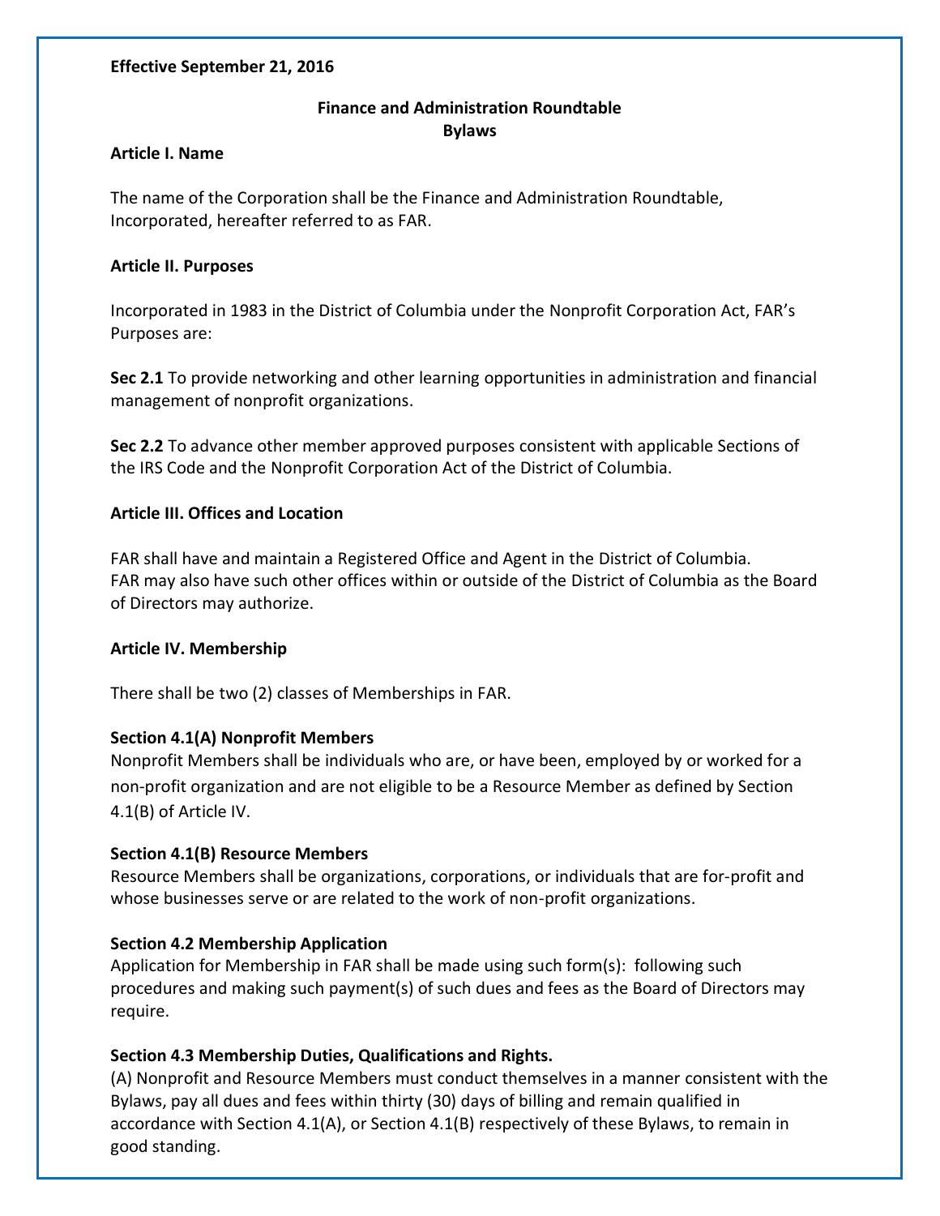**Effective September 21, 2016**

# Finance and Administration Roundtable
# Bylaws

## Article I. Name

The name of the Corporation shall be the Finance and Administration Roundtable, Incorporated, hereafter referred to as FAR.

## Article II. Purposes

Incorporated in 1983 in the District of Columbia under the Nonprofit Corporation Act, FAR's Purposes are:

**Sec 2.1** To provide networking and other learning opportunities in administration and financial management of nonprofit organizations.

**Sec 2.2** To advance other member approved purposes consistent with applicable Sections of the IRS Code and the Nonprofit Corporation Act of the District of Columbia.

## Article III. Offices and Location

FAR shall have and maintain a Registered Office and Agent in the District of Columbia. FAR may also have such other offices within or outside of the District of Columbia as the Board of Directors may authorize.

## Article IV. Membership

There shall be two (2) classes of Memberships in FAR.

### Section 4.1(A) Nonprofit Members

Nonprofit Members shall be individuals who are, or have been, employed by or worked for a non-profit organization and are not eligible to be a Resource Member as defined by Section 4.1(B) of Article IV.

### Section 4.1(B) Resource Members

Resource Members shall be organizations, corporations, or individuals that are for-profit and whose businesses serve or are related to the work of non-profit organizations.

### Section 4.2 Membership Application

Application for Membership in FAR shall be made using such form(s): following such procedures and making such payment(s) of such dues and fees as the Board of Directors may require.

### Section 4.3 Membership Duties, Qualifications and Rights.

(A) Nonprofit and Resource Members must conduct themselves in a manner consistent with the Bylaws, pay all dues and fees within thirty (30) days of billing and remain qualified in accordance with Section 4.1(A), or Section 4.1(B) respectively of these Bylaws, to remain in good standing.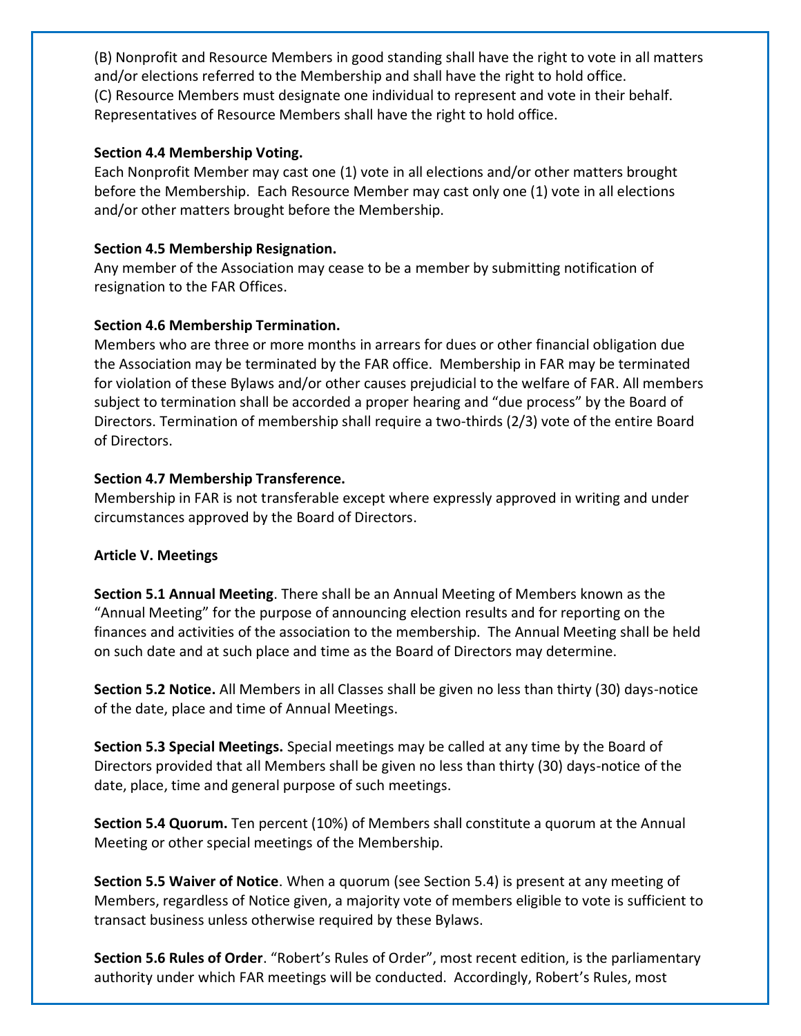(B) Nonprofit and Resource Members in good standing shall have the right to vote in all matters and/or elections referred to the Membership and shall have the right to hold office.
(C) Resource Members must designate one individual to represent and vote in their behalf. Representatives of Resource Members shall have the right to hold office.

**Section 4.4 Membership Voting.**
Each Nonprofit Member may cast one (1) vote in all elections and/or other matters brought before the Membership. Each Resource Member may cast only one (1) vote in all elections and/or other matters brought before the Membership.

**Section 4.5 Membership Resignation.**
Any member of the Association may cease to be a member by submitting notification of resignation to the FAR Offices.

**Section 4.6 Membership Termination.**
Members who are three or more months in arrears for dues or other financial obligation due the Association may be terminated by the FAR office. Membership in FAR may be terminated for violation of these Bylaws and/or other causes prejudicial to the welfare of FAR. All members subject to termination shall be accorded a proper hearing and "due process" by the Board of Directors. Termination of membership shall require a two-thirds (2/3) vote of the entire Board of Directors.

**Section 4.7 Membership Transference.**
Membership in FAR is not transferable except where expressly approved in writing and under circumstances approved by the Board of Directors.

**Article V. Meetings**

**Section 5.1 Annual Meeting**. There shall be an Annual Meeting of Members known as the "Annual Meeting" for the purpose of announcing election results and for reporting on the finances and activities of the association to the membership. The Annual Meeting shall be held on such date and at such place and time as the Board of Directors may determine.

**Section 5.2 Notice.** All Members in all Classes shall be given no less than thirty (30) days-notice of the date, place and time of Annual Meetings.

**Section 5.3 Special Meetings.** Special meetings may be called at any time by the Board of Directors provided that all Members shall be given no less than thirty (30) days-notice of the date, place, time and general purpose of such meetings.

**Section 5.4 Quorum.** Ten percent (10%) of Members shall constitute a quorum at the Annual Meeting or other special meetings of the Membership.

**Section 5.5 Waiver of Notice**. When a quorum (see Section 5.4) is present at any meeting of Members, regardless of Notice given, a majority vote of members eligible to vote is sufficient to transact business unless otherwise required by these Bylaws.

**Section 5.6 Rules of Order**. "Robert's Rules of Order", most recent edition, is the parliamentary authority under which FAR meetings will be conducted. Accordingly, Robert's Rules, most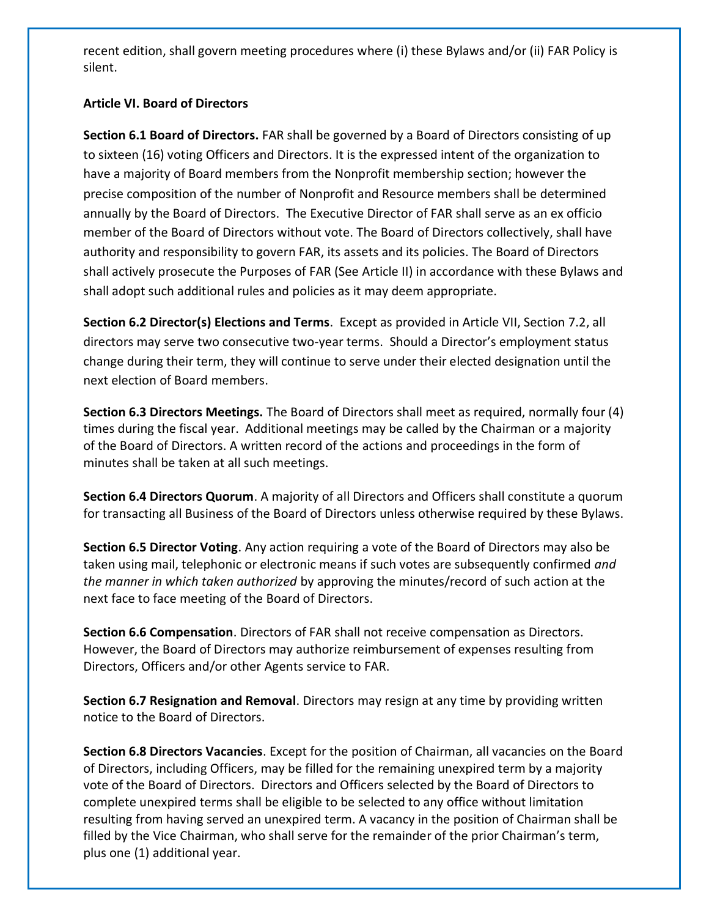recent edition, shall govern meeting procedures where (i) these Bylaws and/or (ii) FAR Policy is silent.

## Article VI. Board of Directors

**Section 6.1 Board of Directors.** FAR shall be governed by a Board of Directors consisting of up to sixteen (16) voting Officers and Directors. It is the expressed intent of the organization to have a majority of Board members from the Nonprofit membership section; however the precise composition of the number of Nonprofit and Resource members shall be determined annually by the Board of Directors. The Executive Director of FAR shall serve as an ex officio member of the Board of Directors without vote. The Board of Directors collectively, shall have authority and responsibility to govern FAR, its assets and its policies. The Board of Directors shall actively prosecute the Purposes of FAR (See Article II) in accordance with these Bylaws and shall adopt such additional rules and policies as it may deem appropriate.

**Section 6.2 Director(s) Elections and Terms**. Except as provided in Article VII, Section 7.2, all directors may serve two consecutive two-year terms. Should a Director's employment status change during their term, they will continue to serve under their elected designation until the next election of Board members.

**Section 6.3 Directors Meetings.** The Board of Directors shall meet as required, normally four (4) times during the fiscal year. Additional meetings may be called by the Chairman or a majority of the Board of Directors. A written record of the actions and proceedings in the form of minutes shall be taken at all such meetings.

**Section 6.4 Directors Quorum**. A majority of all Directors and Officers shall constitute a quorum for transacting all Business of the Board of Directors unless otherwise required by these Bylaws.

**Section 6.5 Director Voting**. Any action requiring a vote of the Board of Directors may also be taken using mail, telephonic or electronic means if such votes are subsequently confirmed *and the manner in which taken authorized* by approving the minutes/record of such action at the next face to face meeting of the Board of Directors.

**Section 6.6 Compensation**. Directors of FAR shall not receive compensation as Directors. However, the Board of Directors may authorize reimbursement of expenses resulting from Directors, Officers and/or other Agents service to FAR.

**Section 6.7 Resignation and Removal**. Directors may resign at any time by providing written notice to the Board of Directors.

**Section 6.8 Directors Vacancies**. Except for the position of Chairman, all vacancies on the Board of Directors, including Officers, may be filled for the remaining unexpired term by a majority vote of the Board of Directors. Directors and Officers selected by the Board of Directors to complete unexpired terms shall be eligible to be selected to any office without limitation resulting from having served an unexpired term. A vacancy in the position of Chairman shall be filled by the Vice Chairman, who shall serve for the remainder of the prior Chairman's term, plus one (1) additional year.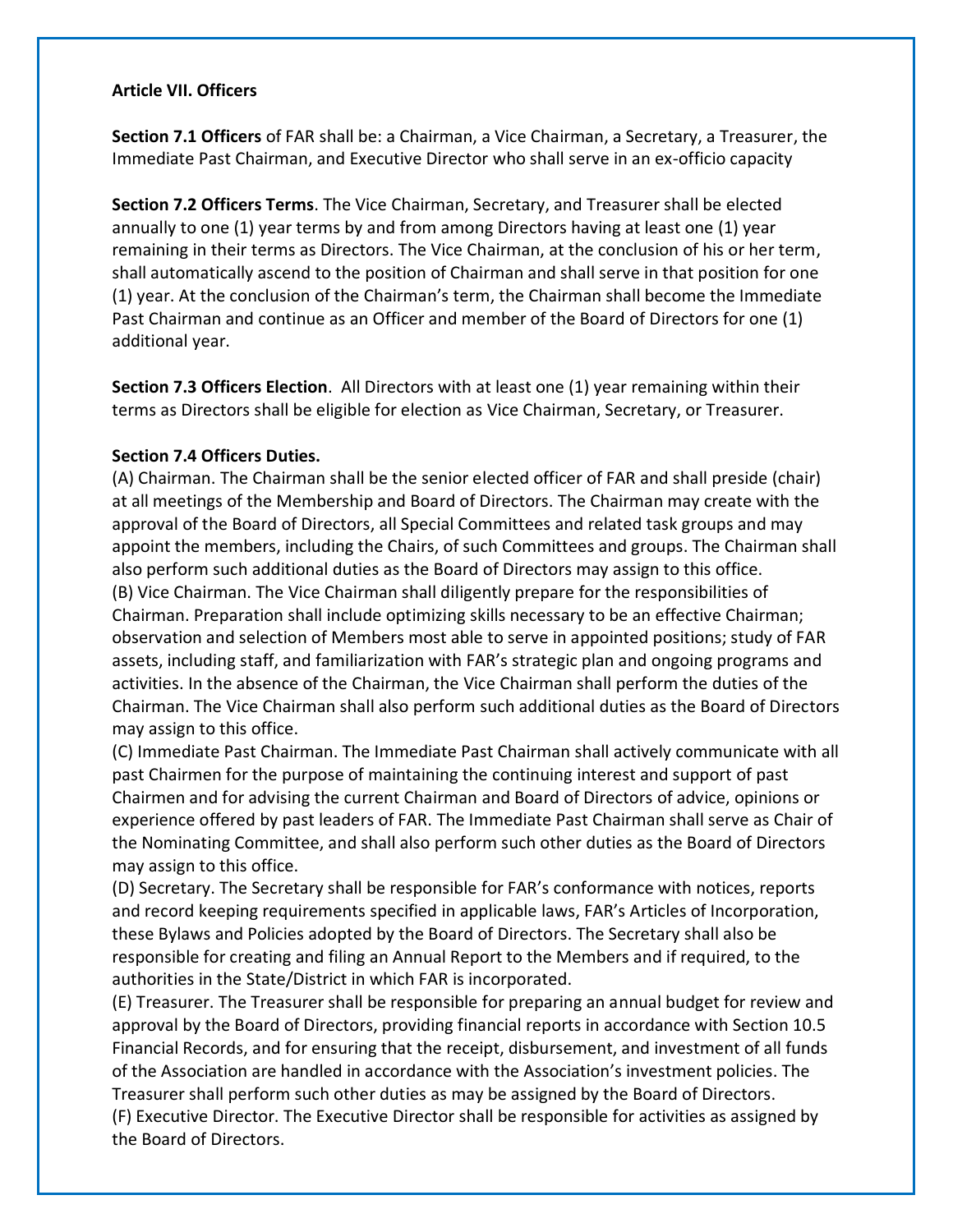**Article VII. Officers**

**Section 7.1 Officers** of FAR shall be: a Chairman, a Vice Chairman, a Secretary, a Treasurer, the Immediate Past Chairman, and Executive Director who shall serve in an ex-officio capacity

**Section 7.2 Officers Terms**. The Vice Chairman, Secretary, and Treasurer shall be elected annually to one (1) year terms by and from among Directors having at least one (1) year remaining in their terms as Directors. The Vice Chairman, at the conclusion of his or her term, shall automatically ascend to the position of Chairman and shall serve in that position for one (1) year. At the conclusion of the Chairman's term, the Chairman shall become the Immediate Past Chairman and continue as an Officer and member of the Board of Directors for one (1) additional year.

**Section 7.3 Officers Election**. All Directors with at least one (1) year remaining within their terms as Directors shall be eligible for election as Vice Chairman, Secretary, or Treasurer.

**Section 7.4 Officers Duties.**

(A) Chairman. The Chairman shall be the senior elected officer of FAR and shall preside (chair) at all meetings of the Membership and Board of Directors. The Chairman may create with the approval of the Board of Directors, all Special Committees and related task groups and may appoint the members, including the Chairs, of such Committees and groups. The Chairman shall also perform such additional duties as the Board of Directors may assign to this office.

(B) Vice Chairman. The Vice Chairman shall diligently prepare for the responsibilities of Chairman. Preparation shall include optimizing skills necessary to be an effective Chairman; observation and selection of Members most able to serve in appointed positions; study of FAR assets, including staff, and familiarization with FAR's strategic plan and ongoing programs and activities. In the absence of the Chairman, the Vice Chairman shall perform the duties of the Chairman. The Vice Chairman shall also perform such additional duties as the Board of Directors may assign to this office.

(C) Immediate Past Chairman. The Immediate Past Chairman shall actively communicate with all past Chairmen for the purpose of maintaining the continuing interest and support of past Chairmen and for advising the current Chairman and Board of Directors of advice, opinions or experience offered by past leaders of FAR. The Immediate Past Chairman shall serve as Chair of the Nominating Committee, and shall also perform such other duties as the Board of Directors may assign to this office.

(D) Secretary. The Secretary shall be responsible for FAR's conformance with notices, reports and record keeping requirements specified in applicable laws, FAR's Articles of Incorporation, these Bylaws and Policies adopted by the Board of Directors. The Secretary shall also be responsible for creating and filing an Annual Report to the Members and if required, to the authorities in the State/District in which FAR is incorporated.

(E) Treasurer. The Treasurer shall be responsible for preparing an annual budget for review and approval by the Board of Directors, providing financial reports in accordance with Section 10.5 Financial Records, and for ensuring that the receipt, disbursement, and investment of all funds of the Association are handled in accordance with the Association's investment policies. The Treasurer shall perform such other duties as may be assigned by the Board of Directors.

(F) Executive Director. The Executive Director shall be responsible for activities as assigned by the Board of Directors.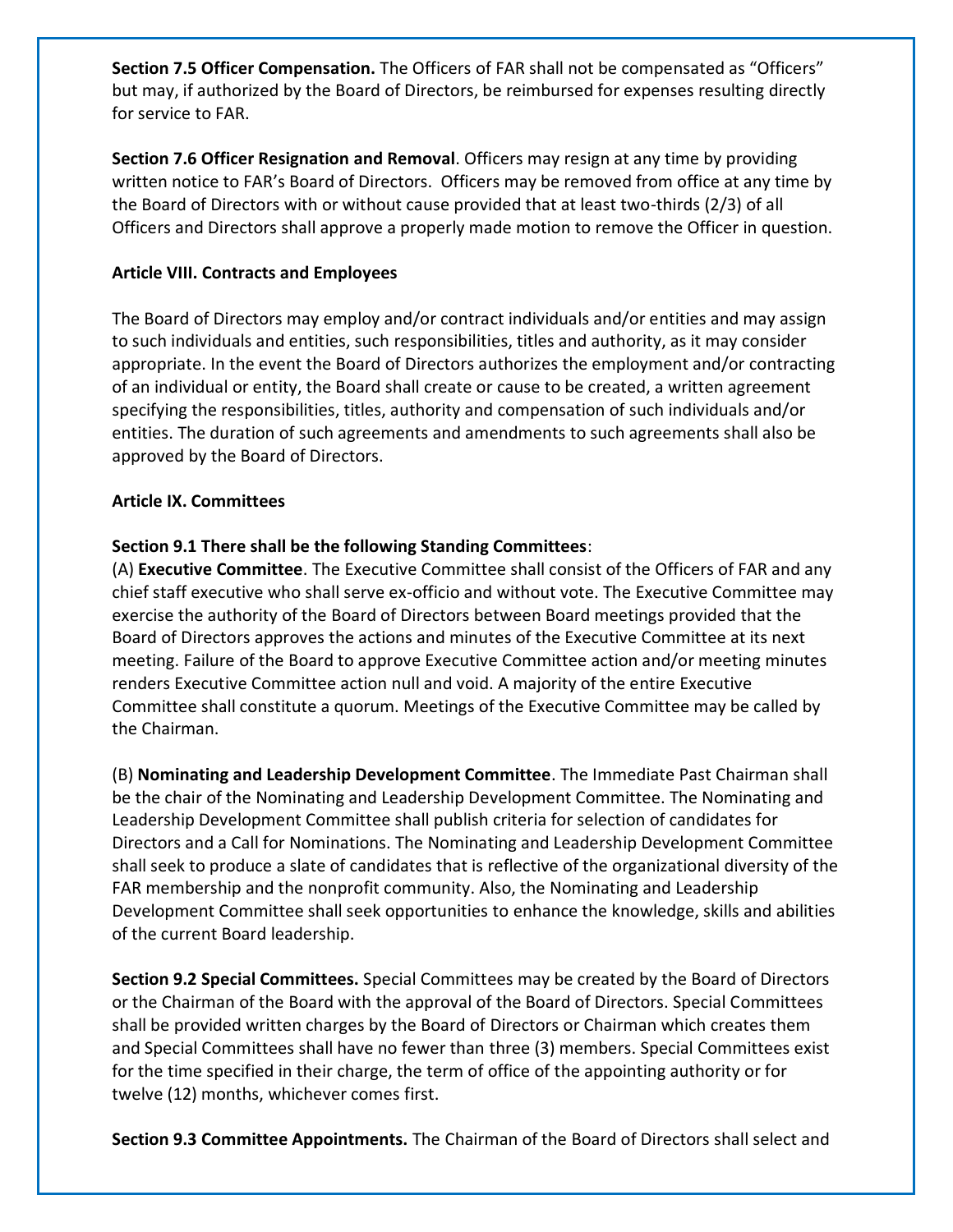**Section 7.5 Officer Compensation.** The Officers of FAR shall not be compensated as "Officers" but may, if authorized by the Board of Directors, be reimbursed for expenses resulting directly for service to FAR.

**Section 7.6 Officer Resignation and Removal**. Officers may resign at any time by providing written notice to FAR's Board of Directors. Officers may be removed from office at any time by the Board of Directors with or without cause provided that at least two-thirds (2/3) of all Officers and Directors shall approve a properly made motion to remove the Officer in question.

**Article VIII. Contracts and Employees**

The Board of Directors may employ and/or contract individuals and/or entities and may assign to such individuals and entities, such responsibilities, titles and authority, as it may consider appropriate. In the event the Board of Directors authorizes the employment and/or contracting of an individual or entity, the Board shall create or cause to be created, a written agreement specifying the responsibilities, titles, authority and compensation of such individuals and/or entities. The duration of such agreements and amendments to such agreements shall also be approved by the Board of Directors.

**Article IX. Committees**

**Section 9.1 There shall be the following Standing Committees**:

(A) **Executive Committee**. The Executive Committee shall consist of the Officers of FAR and any chief staff executive who shall serve ex-officio and without vote. The Executive Committee may exercise the authority of the Board of Directors between Board meetings provided that the Board of Directors approves the actions and minutes of the Executive Committee at its next meeting. Failure of the Board to approve Executive Committee action and/or meeting minutes renders Executive Committee action null and void. A majority of the entire Executive Committee shall constitute a quorum. Meetings of the Executive Committee may be called by the Chairman.

(B) **Nominating and Leadership Development Committee**. The Immediate Past Chairman shall be the chair of the Nominating and Leadership Development Committee. The Nominating and Leadership Development Committee shall publish criteria for selection of candidates for Directors and a Call for Nominations. The Nominating and Leadership Development Committee shall seek to produce a slate of candidates that is reflective of the organizational diversity of the FAR membership and the nonprofit community. Also, the Nominating and Leadership Development Committee shall seek opportunities to enhance the knowledge, skills and abilities of the current Board leadership.

**Section 9.2 Special Committees.** Special Committees may be created by the Board of Directors or the Chairman of the Board with the approval of the Board of Directors. Special Committees shall be provided written charges by the Board of Directors or Chairman which creates them and Special Committees shall have no fewer than three (3) members. Special Committees exist for the time specified in their charge, the term of office of the appointing authority or for twelve (12) months, whichever comes first.

**Section 9.3 Committee Appointments.** The Chairman of the Board of Directors shall select and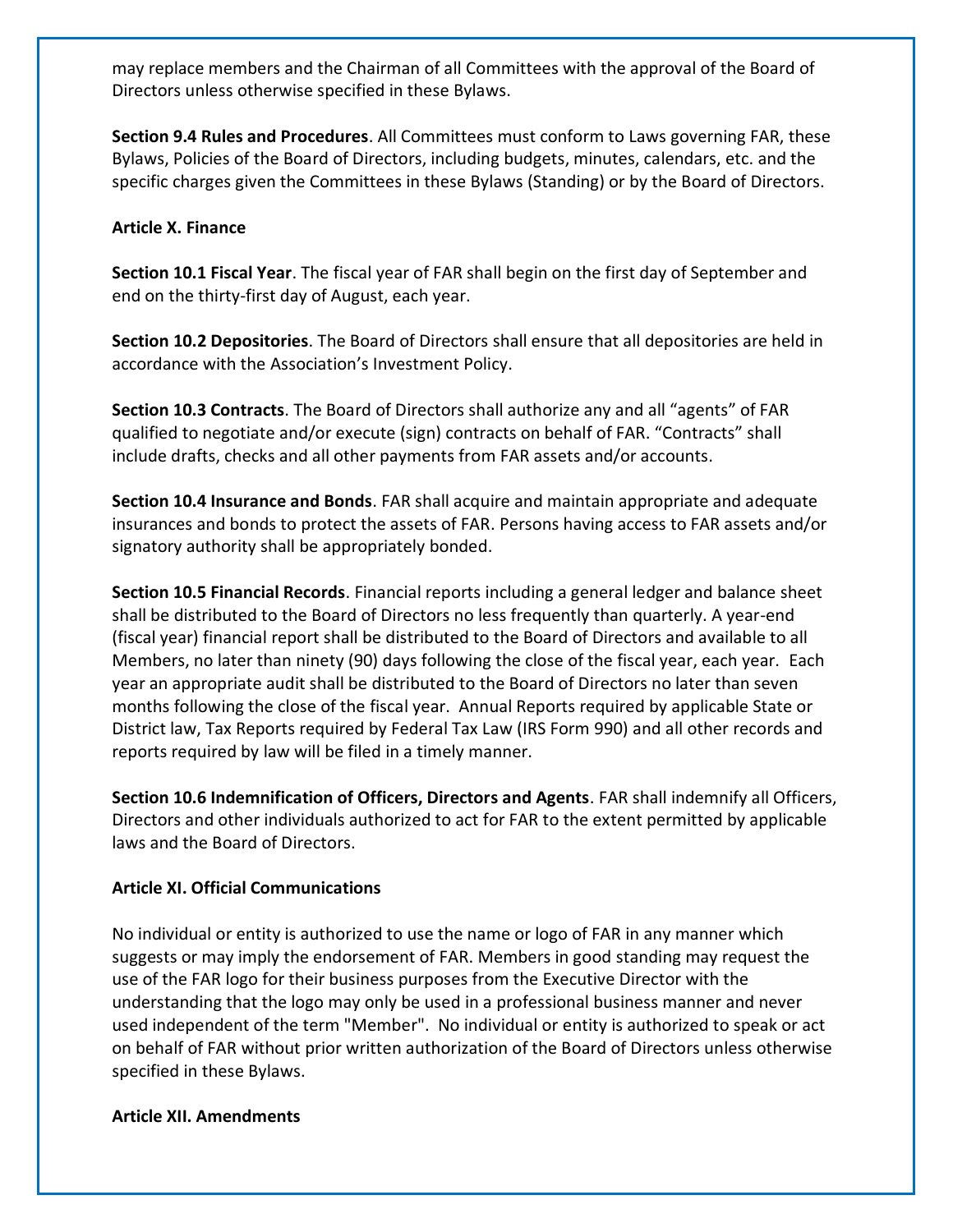may replace members and the Chairman of all Committees with the approval of the Board of Directors unless otherwise specified in these Bylaws.

**Section 9.4 Rules and Procedures**. All Committees must conform to Laws governing FAR, these Bylaws, Policies of the Board of Directors, including budgets, minutes, calendars, etc. and the specific charges given the Committees in these Bylaws (Standing) or by the Board of Directors.

**Article X. Finance**

**Section 10.1 Fiscal Year**. The fiscal year of FAR shall begin on the first day of September and end on the thirty-first day of August, each year.

**Section 10.2 Depositories**. The Board of Directors shall ensure that all depositories are held in accordance with the Association's Investment Policy.

**Section 10.3 Contracts**. The Board of Directors shall authorize any and all "agents" of FAR qualified to negotiate and/or execute (sign) contracts on behalf of FAR. "Contracts" shall include drafts, checks and all other payments from FAR assets and/or accounts.

**Section 10.4 Insurance and Bonds**. FAR shall acquire and maintain appropriate and adequate insurances and bonds to protect the assets of FAR. Persons having access to FAR assets and/or signatory authority shall be appropriately bonded.

**Section 10.5 Financial Records**. Financial reports including a general ledger and balance sheet shall be distributed to the Board of Directors no less frequently than quarterly. A year-end (fiscal year) financial report shall be distributed to the Board of Directors and available to all Members, no later than ninety (90) days following the close of the fiscal year, each year. Each year an appropriate audit shall be distributed to the Board of Directors no later than seven months following the close of the fiscal year. Annual Reports required by applicable State or District law, Tax Reports required by Federal Tax Law (IRS Form 990) and all other records and reports required by law will be filed in a timely manner.

**Section 10.6 Indemnification of Officers, Directors and Agents**. FAR shall indemnify all Officers, Directors and other individuals authorized to act for FAR to the extent permitted by applicable laws and the Board of Directors.

**Article XI. Official Communications**

No individual or entity is authorized to use the name or logo of FAR in any manner which suggests or may imply the endorsement of FAR. Members in good standing may request the use of the FAR logo for their business purposes from the Executive Director with the understanding that the logo may only be used in a professional business manner and never used independent of the term "Member". No individual or entity is authorized to speak or act on behalf of FAR without prior written authorization of the Board of Directors unless otherwise specified in these Bylaws.

**Article XII. Amendments**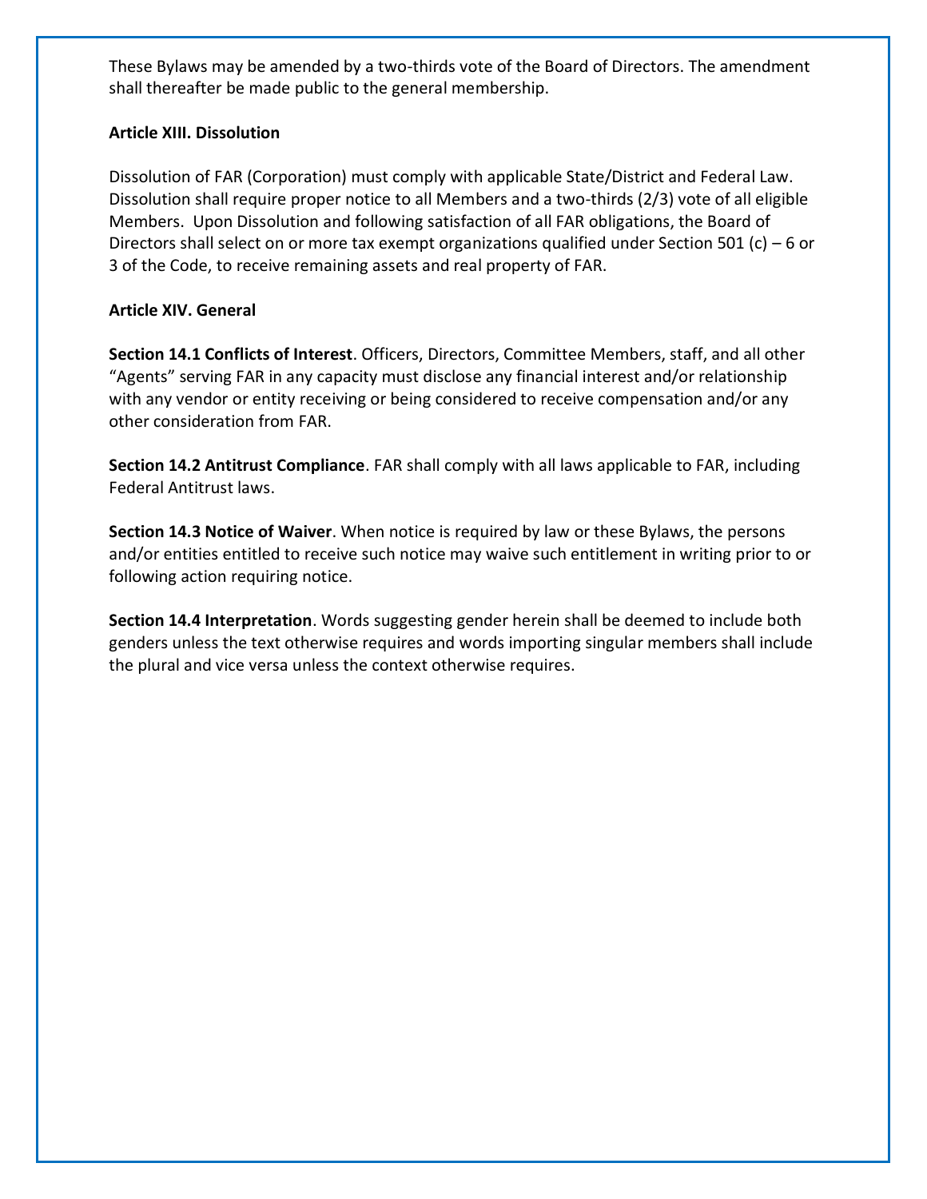These Bylaws may be amended by a two-thirds vote of the Board of Directors. The amendment shall thereafter be made public to the general membership.

**Article XIII. Dissolution**

Dissolution of FAR (Corporation) must comply with applicable State/District and Federal Law. Dissolution shall require proper notice to all Members and a two-thirds (2/3) vote of all eligible Members. Upon Dissolution and following satisfaction of all FAR obligations, the Board of Directors shall select on or more tax exempt organizations qualified under Section 501 (c) – 6 or 3 of the Code, to receive remaining assets and real property of FAR.

**Article XIV. General**

**Section 14.1 Conflicts of Interest**. Officers, Directors, Committee Members, staff, and all other "Agents" serving FAR in any capacity must disclose any financial interest and/or relationship with any vendor or entity receiving or being considered to receive compensation and/or any other consideration from FAR.

**Section 14.2 Antitrust Compliance**. FAR shall comply with all laws applicable to FAR, including Federal Antitrust laws.

**Section 14.3 Notice of Waiver**. When notice is required by law or these Bylaws, the persons and/or entities entitled to receive such notice may waive such entitlement in writing prior to or following action requiring notice.

**Section 14.4 Interpretation**. Words suggesting gender herein shall be deemed to include both genders unless the text otherwise requires and words importing singular members shall include the plural and vice versa unless the context otherwise requires.